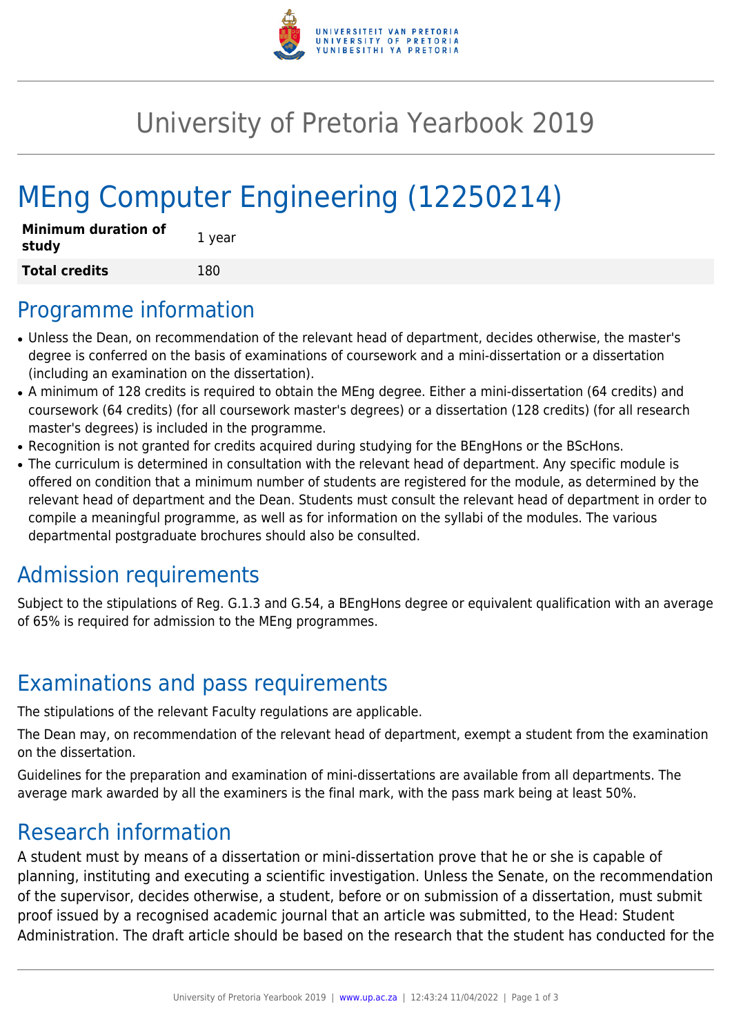# University of Pretoria Yearbook 2019

# MEng Computer Engineering (12250214)

| **Minimum duration of study** | 1 year |
| --- | --- |
| **Total credits** | 180 |

## Programme information

- Unless the Dean, on recommendation of the relevant head of department, decides otherwise, the master's degree is conferred on the basis of examinations of coursework and a mini-dissertation or a dissertation (including an examination on the dissertation).
- A minimum of 128 credits is required to obtain the MEng degree. Either a mini-dissertation (64 credits) and coursework (64 credits) (for all coursework master's degrees) or a dissertation (128 credits) (for all research master's degrees) is included in the programme.
- Recognition is not granted for credits acquired during studying for the BEngHons or the BScHons.
- The curriculum is determined in consultation with the relevant head of department. Any specific module is offered on condition that a minimum number of students are registered for the module, as determined by the relevant head of department and the Dean. Students must consult the relevant head of department in order to compile a meaningful programme, as well as for information on the syllabi of the modules. The various departmental postgraduate brochures should also be consulted.

## Admission requirements

Subject to the stipulations of Reg. G.1.3 and G.54, a BEngHons degree or equivalent qualification with an average of 65% is required for admission to the MEng programmes.

## Examinations and pass requirements

The stipulations of the relevant Faculty regulations are applicable.

The Dean may, on recommendation of the relevant head of department, exempt a student from the examination on the dissertation.

Guidelines for the preparation and examination of mini-dissertations are available from all departments. The average mark awarded by all the examiners is the final mark, with the pass mark being at least 50%.

## Research information

A student must by means of a dissertation or mini-dissertation prove that he or she is capable of planning, instituting and executing a scientific investigation. Unless the Senate, on the recommendation of the supervisor, decides otherwise, a student, before or on submission of a dissertation, must submit proof issued by a recognised academic journal that an article was submitted, to the Head: Student Administration. The draft article should be based on the research that the student has conducted for the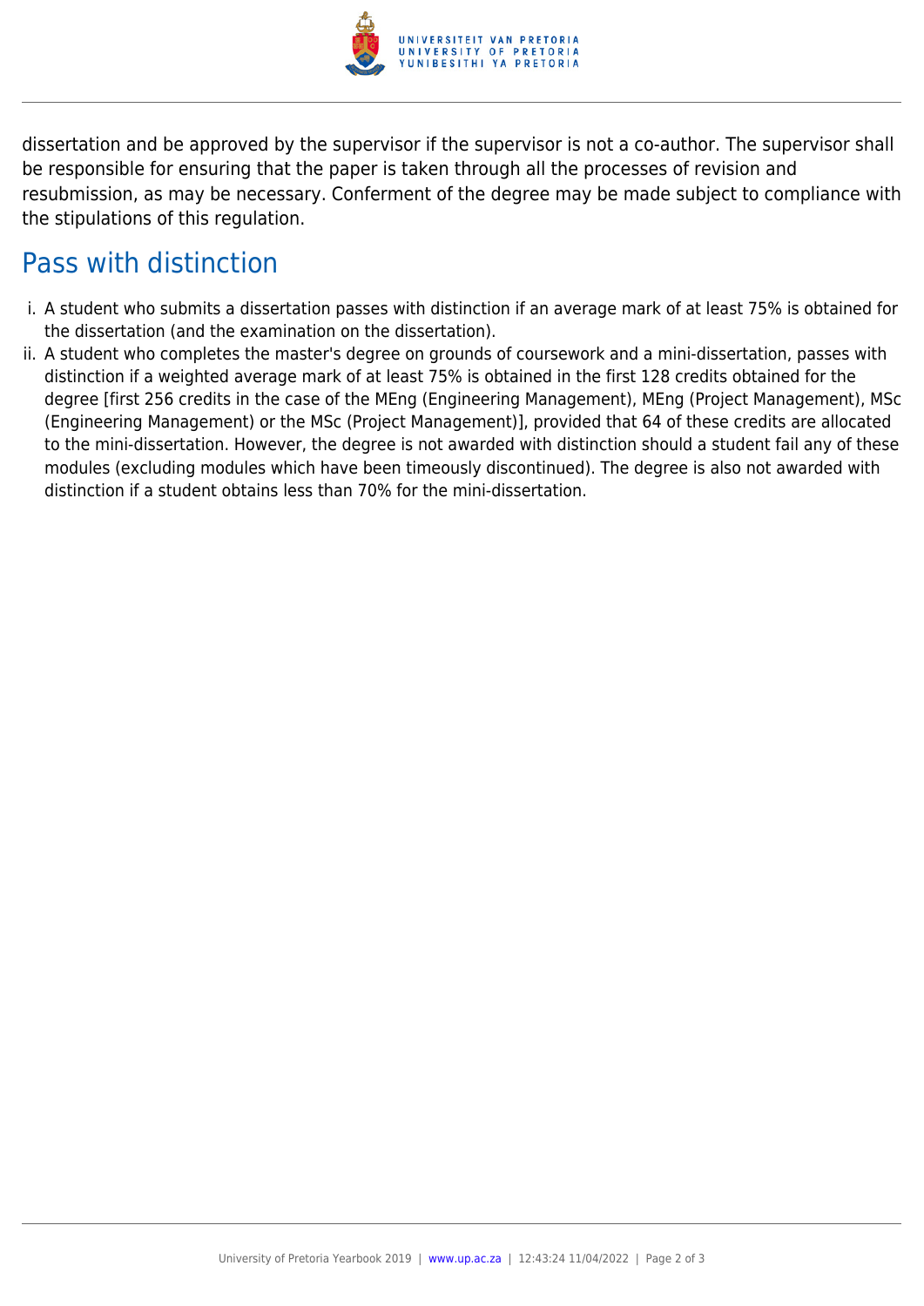dissertation and be approved by the supervisor if the supervisor is not a co-author. The supervisor shall be responsible for ensuring that the paper is taken through all the processes of revision and resubmission, as may be necessary. Conferment of the degree may be made subject to compliance with the stipulations of this regulation.

## Pass with distinction

i. A student who submits a dissertation passes with distinction if an average mark of at least 75% is obtained for the dissertation (and the examination on the dissertation).

ii. A student who completes the master's degree on grounds of coursework and a mini-dissertation, passes with distinction if a weighted average mark of at least 75% is obtained in the first 128 credits obtained for the degree [first 256 credits in the case of the MEng (Engineering Management), MEng (Project Management), MSc (Engineering Management) or the MSc (Project Management)], provided that 64 of these credits are allocated to the mini-dissertation. However, the degree is not awarded with distinction should a student fail any of these modules (excluding modules which have been timeously discontinued). The degree is also not awarded with distinction if a student obtains less than 70% for the mini-dissertation.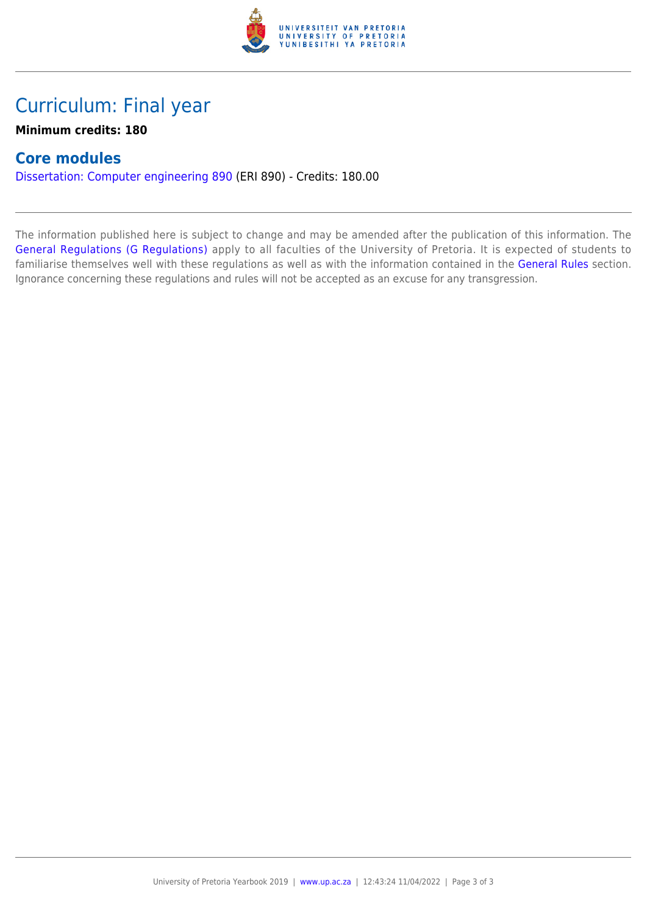## Curriculum: Final year

**Minimum credits: 180**

### Core modules

Dissertation: Computer engineering 890 (ERI 890) - Credits: 180.00

The information published here is subject to change and may be amended after the publication of this information. The General Regulations (G Regulations) apply to all faculties of the University of Pretoria. It is expected of students to familiarise themselves well with these regulations as well as with the information contained in the General Rules section. Ignorance concerning these regulations and rules will not be accepted as an excuse for any transgression.